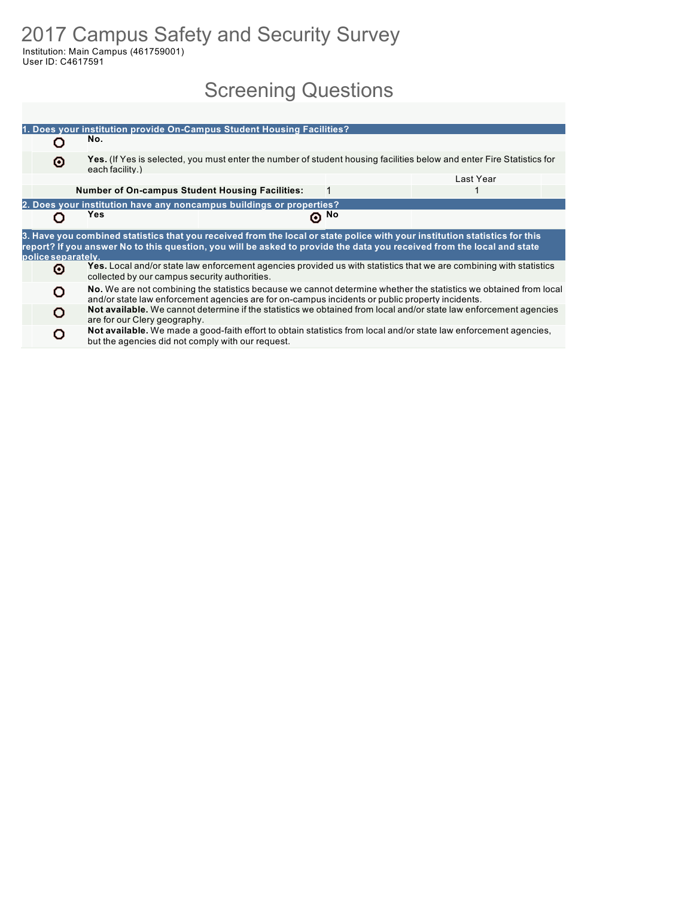# 2017 Campus Safety and Security Survey

Institution: Main Campus (461759001)
User ID: C4617591

## Screening Questions

**1. Does your institution provide On-Campus Student Housing Facilities?**

- ○ **No.**
- ◉ **Yes.** (If Yes is selected, you must enter the number of student housing facilities below and enter Fire Statistics for each facility.)

| | | Last Year |
|---|---|---|
| **Number of On-campus Student Housing Facilities:** | 1 | 1 |

**2. Does your institution have any noncampus buildings or properties?**

- ○ **Yes**
- ◉ **No**

**3. Have you combined statistics that you received from the local or state police with your institution statistics for this report? If you answer No to this question, you will be asked to provide the data you received from the local and state police separately.**

- ◉ **Yes.** Local and/or state law enforcement agencies provided us with statistics that we are combining with statistics collected by our campus security authorities.
- ○ **No.** We are not combining the statistics because we cannot determine whether the statistics we obtained from local and/or state law enforcement agencies are for on-campus incidents or public property incidents.
- ○ **Not available.** We cannot determine if the statistics we obtained from local and/or state law enforcement agencies are for our Clery geography.
- ○ **Not available.** We made a good-faith effort to obtain statistics from local and/or state law enforcement agencies, but the agencies did not comply with our request.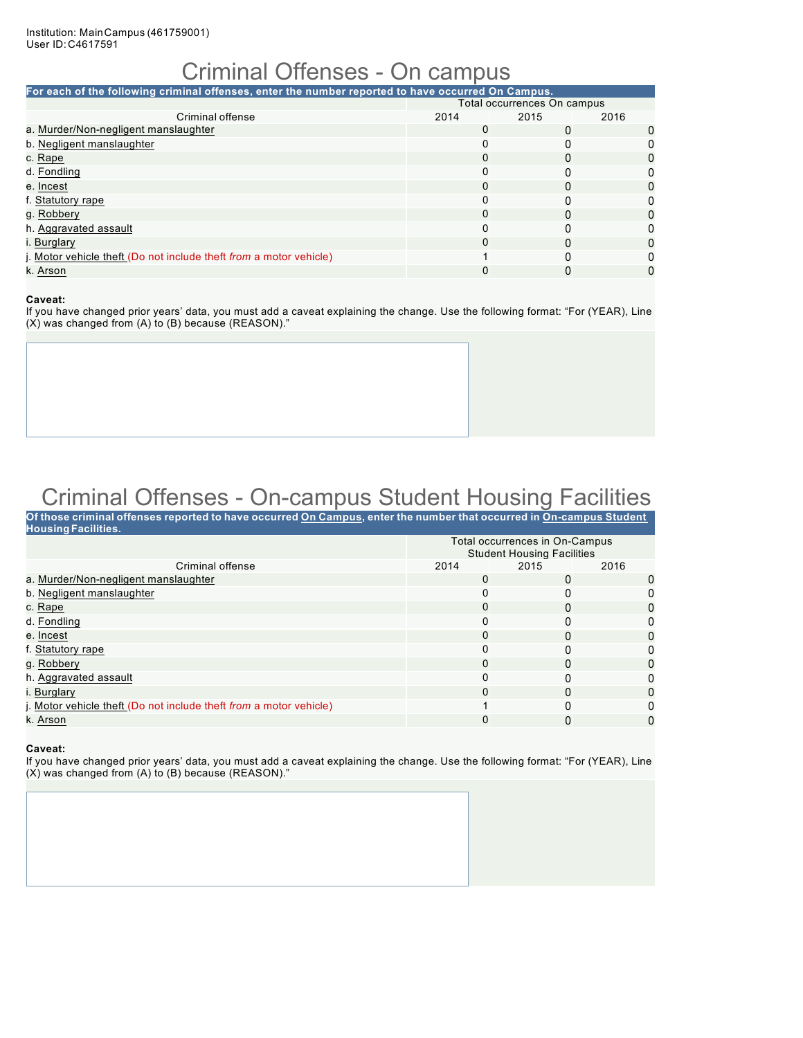Institution: Main Campus (461759001)
User ID: C4617591

# Criminal Offenses - On campus

**For each of the following criminal offenses, enter the number reported to have occurred On Campus.**

| Criminal offense | Total occurrences On campus | | |
|---|---|---|---|
| | 2014 | 2015 | 2016 |
| a. Murder/Non-negligent manslaughter | 0 | 0 | 0 |
| b. Negligent manslaughter | 0 | 0 | 0 |
| c. Rape | 0 | 0 | 0 |
| d. Fondling | 0 | 0 | 0 |
| e. Incest | 0 | 0 | 0 |
| f. Statutory rape | 0 | 0 | 0 |
| g. Robbery | 0 | 0 | 0 |
| h. Aggravated assault | 0 | 0 | 0 |
| i. Burglary | 0 | 0 | 0 |
| j. Motor vehicle theft (Do not include theft *from* a motor vehicle) | 1 | 0 | 0 |
| k. Arson | 0 | 0 | 0 |

**Caveat:**
If you have changed prior years' data, you must add a caveat explaining the change. Use the following format: "For (YEAR), Line (X) was changed from (A) to (B) because (REASON)."

# Criminal Offenses - On-campus Student Housing Facilities

**Of those criminal offenses reported to have occurred On Campus, enter the number that occurred in On-campus Student Housing Facilities.**

| Criminal offense | Total occurrences in On-Campus Student Housing Facilities | | |
|---|---|---|---|
| | 2014 | 2015 | 2016 |
| a. Murder/Non-negligent manslaughter | 0 | 0 | 0 |
| b. Negligent manslaughter | 0 | 0 | 0 |
| c. Rape | 0 | 0 | 0 |
| d. Fondling | 0 | 0 | 0 |
| e. Incest | 0 | 0 | 0 |
| f. Statutory rape | 0 | 0 | 0 |
| g. Robbery | 0 | 0 | 0 |
| h. Aggravated assault | 0 | 0 | 0 |
| i. Burglary | 0 | 0 | 0 |
| j. Motor vehicle theft (Do not include theft *from* a motor vehicle) | 1 | 0 | 0 |
| k. Arson | 0 | 0 | 0 |

**Caveat:**
If you have changed prior years' data, you must add a caveat explaining the change. Use the following format: "For (YEAR), Line (X) was changed from (A) to (B) because (REASON)."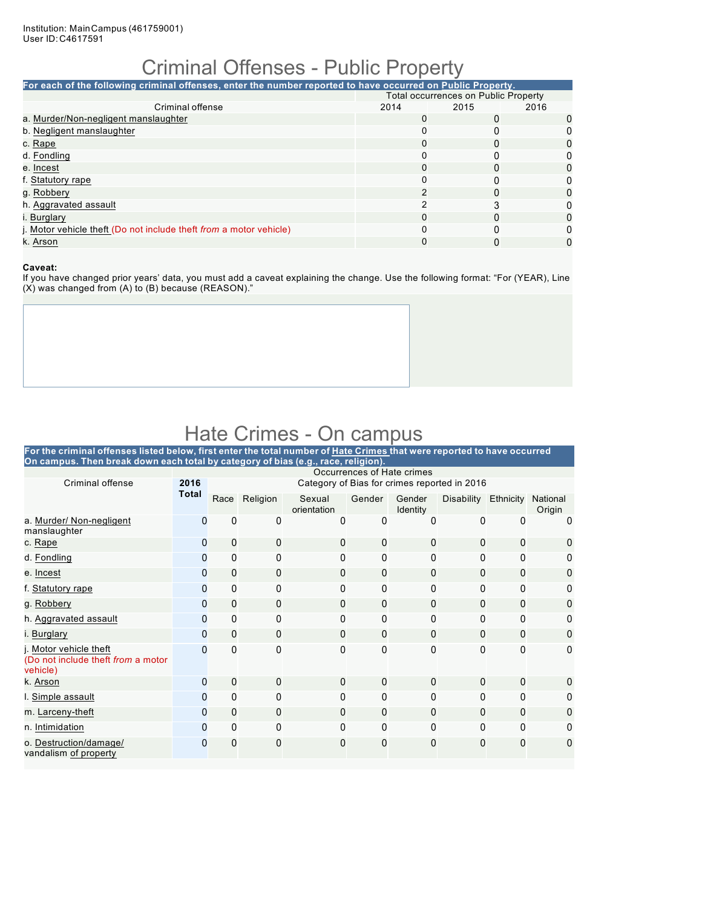Institution: Main Campus (461759001)
User ID: C4617591

# Criminal Offenses - Public Property

**For each of the following criminal offenses, enter the number reported to have occurred on Public Property.**

| Criminal offense | Total occurrences on Public Property | | |
|---|---|---|---|
| | 2014 | 2015 | 2016 |
| a. Murder/Non-negligent manslaughter | 0 | 0 | 0 |
| b. Negligent manslaughter | 0 | 0 | 0 |
| c. Rape | 0 | 0 | 0 |
| d. Fondling | 0 | 0 | 0 |
| e. Incest | 0 | 0 | 0 |
| f. Statutory rape | 0 | 0 | 0 |
| g. Robbery | 2 | 0 | 0 |
| h. Aggravated assault | 2 | 3 | 0 |
| i. Burglary | 0 | 0 | 0 |
| j. Motor vehicle theft (Do not include theft *from* a motor vehicle) | 0 | 0 | 0 |
| k. Arson | 0 | 0 | 0 |

**Caveat:**
If you have changed prior years' data, you must add a caveat explaining the change. Use the following format: "For (YEAR), Line (X) was changed from (A) to (B) because (REASON)."

# Hate Crimes - On campus

**For the criminal offenses listed below, first enter the total number of Hate Crimes that were reported to have occurred On campus. Then break down each total by category of bias (e.g., race, religion).**

| Criminal offense | 2016 Total | Race | Religion | Sexual orientation | Gender | Gender Identity | Disability | Ethnicity | National Origin |
|---|---|---|---|---|---|---|---|---|---|
| a. Murder/ Non-negligent manslaughter | 0 | 0 | 0 | 0 | 0 | 0 | 0 | 0 | 0 |
| c. Rape | 0 | 0 | 0 | 0 | 0 | 0 | 0 | 0 | 0 |
| d. Fondling | 0 | 0 | 0 | 0 | 0 | 0 | 0 | 0 | 0 |
| e. Incest | 0 | 0 | 0 | 0 | 0 | 0 | 0 | 0 | 0 |
| f. Statutory rape | 0 | 0 | 0 | 0 | 0 | 0 | 0 | 0 | 0 |
| g. Robbery | 0 | 0 | 0 | 0 | 0 | 0 | 0 | 0 | 0 |
| h. Aggravated assault | 0 | 0 | 0 | 0 | 0 | 0 | 0 | 0 | 0 |
| i. Burglary | 0 | 0 | 0 | 0 | 0 | 0 | 0 | 0 | 0 |
| j. Motor vehicle theft (Do not include theft *from* a motor vehicle) | 0 | 0 | 0 | 0 | 0 | 0 | 0 | 0 | 0 |
| k. Arson | 0 | 0 | 0 | 0 | 0 | 0 | 0 | 0 | 0 |
| l. Simple assault | 0 | 0 | 0 | 0 | 0 | 0 | 0 | 0 | 0 |
| m. Larceny-theft | 0 | 0 | 0 | 0 | 0 | 0 | 0 | 0 | 0 |
| n. Intimidation | 0 | 0 | 0 | 0 | 0 | 0 | 0 | 0 | 0 |
| o. Destruction/damage/ vandalism of property | 0 | 0 | 0 | 0 | 0 | 0 | 0 | 0 | 0 |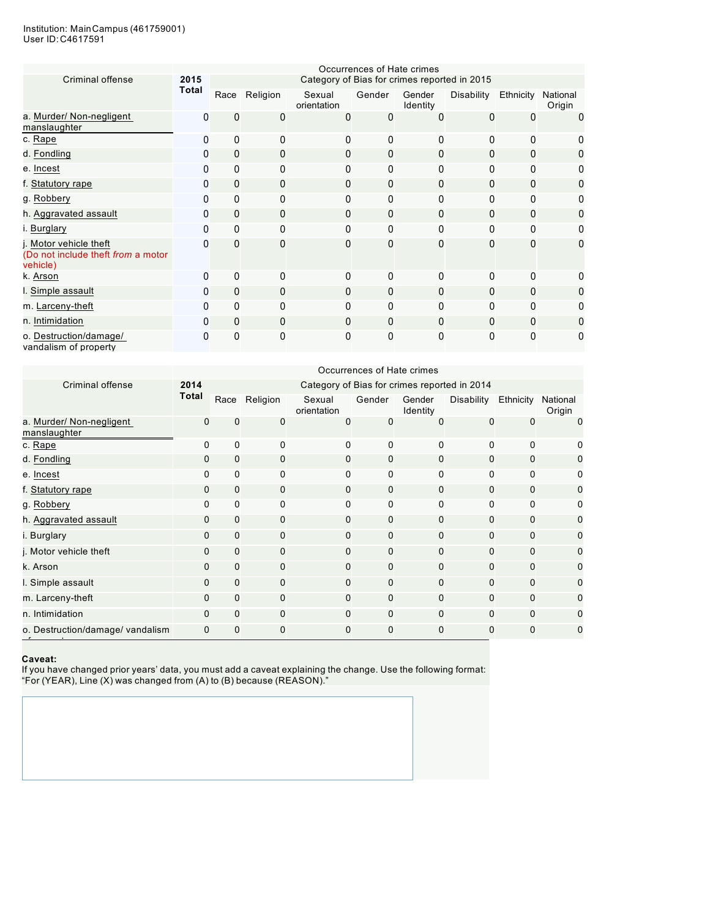Institution: Main Campus (461759001)
User ID: C4617591

| Criminal offense | Occurrences of Hate crimes | | | | | | | | |
|---|---|---|---|---|---|---|---|---|---|
| | **2015 Total** | Category of Bias for crimes reported in 2015 | | | | | | | |
| | | Race | Religion | Sexual orientation | Gender | Gender Identity | Disability | Ethnicity | National Origin |
| a. Murder/ Non-negligent manslaughter | 0 | 0 | 0 | 0 | 0 | 0 | 0 | 0 | 0 |
| c. Rape | 0 | 0 | 0 | 0 | 0 | 0 | 0 | 0 | 0 |
| d. Fondling | 0 | 0 | 0 | 0 | 0 | 0 | 0 | 0 | 0 |
| e. Incest | 0 | 0 | 0 | 0 | 0 | 0 | 0 | 0 | 0 |
| f. Statutory rape | 0 | 0 | 0 | 0 | 0 | 0 | 0 | 0 | 0 |
| g. Robbery | 0 | 0 | 0 | 0 | 0 | 0 | 0 | 0 | 0 |
| h. Aggravated assault | 0 | 0 | 0 | 0 | 0 | 0 | 0 | 0 | 0 |
| i. Burglary | 0 | 0 | 0 | 0 | 0 | 0 | 0 | 0 | 0 |
| j. Motor vehicle theft (Do not include theft *from* a motor vehicle) | 0 | 0 | 0 | 0 | 0 | 0 | 0 | 0 | 0 |
| k. Arson | 0 | 0 | 0 | 0 | 0 | 0 | 0 | 0 | 0 |
| l. Simple assault | 0 | 0 | 0 | 0 | 0 | 0 | 0 | 0 | 0 |
| m. Larceny-theft | 0 | 0 | 0 | 0 | 0 | 0 | 0 | 0 | 0 |
| n. Intimidation | 0 | 0 | 0 | 0 | 0 | 0 | 0 | 0 | 0 |
| o. Destruction/damage/ vandalism of property | 0 | 0 | 0 | 0 | 0 | 0 | 0 | 0 | 0 |

| Criminal offense | Occurrences of Hate crimes | | | | | | | | |
|---|---|---|---|---|---|---|---|---|---|
| | **2014 Total** | Category of Bias for crimes reported in 2014 | | | | | | | |
| | | Race | Religion | Sexual orientation | Gender | Gender Identity | Disability | Ethnicity | National Origin |
| a. Murder/ Non-negligent manslaughter | 0 | 0 | 0 | 0 | 0 | 0 | 0 | 0 | 0 |
| c. Rape | 0 | 0 | 0 | 0 | 0 | 0 | 0 | 0 | 0 |
| d. Fondling | 0 | 0 | 0 | 0 | 0 | 0 | 0 | 0 | 0 |
| e. Incest | 0 | 0 | 0 | 0 | 0 | 0 | 0 | 0 | 0 |
| f. Statutory rape | 0 | 0 | 0 | 0 | 0 | 0 | 0 | 0 | 0 |
| g. Robbery | 0 | 0 | 0 | 0 | 0 | 0 | 0 | 0 | 0 |
| h. Aggravated assault | 0 | 0 | 0 | 0 | 0 | 0 | 0 | 0 | 0 |
| i. Burglary | 0 | 0 | 0 | 0 | 0 | 0 | 0 | 0 | 0 |
| j. Motor vehicle theft | 0 | 0 | 0 | 0 | 0 | 0 | 0 | 0 | 0 |
| k. Arson | 0 | 0 | 0 | 0 | 0 | 0 | 0 | 0 | 0 |
| l. Simple assault | 0 | 0 | 0 | 0 | 0 | 0 | 0 | 0 | 0 |
| m. Larceny-theft | 0 | 0 | 0 | 0 | 0 | 0 | 0 | 0 | 0 |
| n. Intimidation | 0 | 0 | 0 | 0 | 0 | 0 | 0 | 0 | 0 |
| o. Destruction/damage/ vandalism of property | 0 | 0 | 0 | 0 | 0 | 0 | 0 | 0 | 0 |

**Caveat:**
If you have changed prior years' data, you must add a caveat explaining the change. Use the following format: "For (YEAR), Line (X) was changed from (A) to (B) because (REASON)."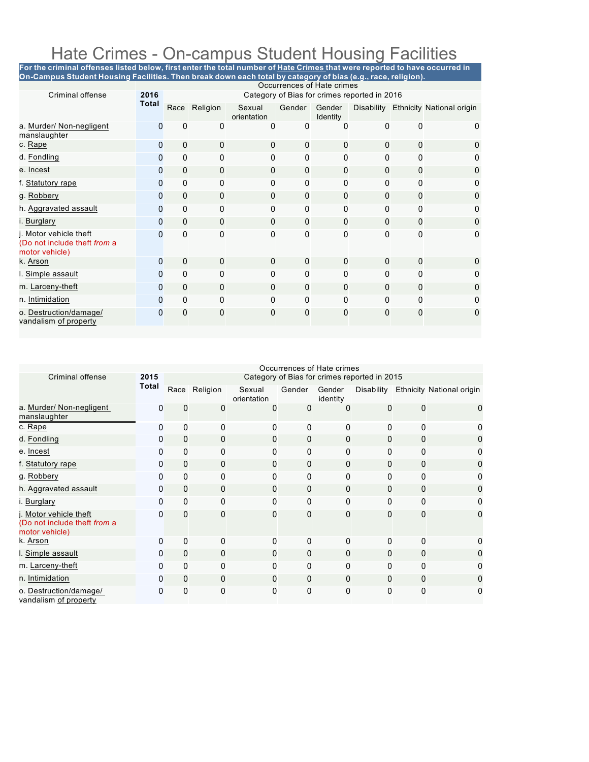# Hate Crimes - On-campus Student Housing Facilities

**For the criminal offenses listed below, first enter the total number of Hate Crimes that were reported to have occurred in On-Campus Student Housing Facilities. Then break down each total by category of bias (e.g., race, religion).**

| Criminal offense | 2016 Total | Occurrences of Hate crimes — Category of Bias for crimes reported in 2016 | | | | | | | |
|---|---|---|---|---|---|---|---|---|---|
| | | Race | Religion | Sexual orientation | Gender | Gender Identity | Disability | Ethnicity | National origin |
| a. Murder/ Non-negligent manslaughter | 0 | 0 | 0 | 0 | 0 | 0 | 0 | 0 | 0 |
| c. Rape | 0 | 0 | 0 | 0 | 0 | 0 | 0 | 0 | 0 |
| d. Fondling | 0 | 0 | 0 | 0 | 0 | 0 | 0 | 0 | 0 |
| e. Incest | 0 | 0 | 0 | 0 | 0 | 0 | 0 | 0 | 0 |
| f. Statutory rape | 0 | 0 | 0 | 0 | 0 | 0 | 0 | 0 | 0 |
| g. Robbery | 0 | 0 | 0 | 0 | 0 | 0 | 0 | 0 | 0 |
| h. Aggravated assault | 0 | 0 | 0 | 0 | 0 | 0 | 0 | 0 | 0 |
| i. Burglary | 0 | 0 | 0 | 0 | 0 | 0 | 0 | 0 | 0 |
| j. Motor vehicle theft (Do not include theft *from* a motor vehicle) | 0 | 0 | 0 | 0 | 0 | 0 | 0 | 0 | 0 |
| k. Arson | 0 | 0 | 0 | 0 | 0 | 0 | 0 | 0 | 0 |
| l. Simple assault | 0 | 0 | 0 | 0 | 0 | 0 | 0 | 0 | 0 |
| m. Larceny-theft | 0 | 0 | 0 | 0 | 0 | 0 | 0 | 0 | 0 |
| n. Intimidation | 0 | 0 | 0 | 0 | 0 | 0 | 0 | 0 | 0 |
| o. Destruction/damage/ vandalism of property | 0 | 0 | 0 | 0 | 0 | 0 | 0 | 0 | 0 |

| Criminal offense | 2015 Total | Occurrences of Hate crimes — Category of Bias for crimes reported in 2015 | | | | | | | |
|---|---|---|---|---|---|---|---|---|---|
| | | Race | Religion | Sexual orientation | Gender | Gender identity | Disability | Ethnicity | National origin |
| a. Murder/ Non-negligent manslaughter | 0 | 0 | 0 | 0 | 0 | 0 | 0 | 0 | 0 |
| c. Rape | 0 | 0 | 0 | 0 | 0 | 0 | 0 | 0 | 0 |
| d. Fondling | 0 | 0 | 0 | 0 | 0 | 0 | 0 | 0 | 0 |
| e. Incest | 0 | 0 | 0 | 0 | 0 | 0 | 0 | 0 | 0 |
| f. Statutory rape | 0 | 0 | 0 | 0 | 0 | 0 | 0 | 0 | 0 |
| g. Robbery | 0 | 0 | 0 | 0 | 0 | 0 | 0 | 0 | 0 |
| h. Aggravated assault | 0 | 0 | 0 | 0 | 0 | 0 | 0 | 0 | 0 |
| i. Burglary | 0 | 0 | 0 | 0 | 0 | 0 | 0 | 0 | 0 |
| j. Motor vehicle theft (Do not include theft *from* a motor vehicle) | 0 | 0 | 0 | 0 | 0 | 0 | 0 | 0 | 0 |
| k. Arson | 0 | 0 | 0 | 0 | 0 | 0 | 0 | 0 | 0 |
| l. Simple assault | 0 | 0 | 0 | 0 | 0 | 0 | 0 | 0 | 0 |
| m. Larceny-theft | 0 | 0 | 0 | 0 | 0 | 0 | 0 | 0 | 0 |
| n. Intimidation | 0 | 0 | 0 | 0 | 0 | 0 | 0 | 0 | 0 |
| o. Destruction/damage/ vandalism of property | 0 | 0 | 0 | 0 | 0 | 0 | 0 | 0 | 0 |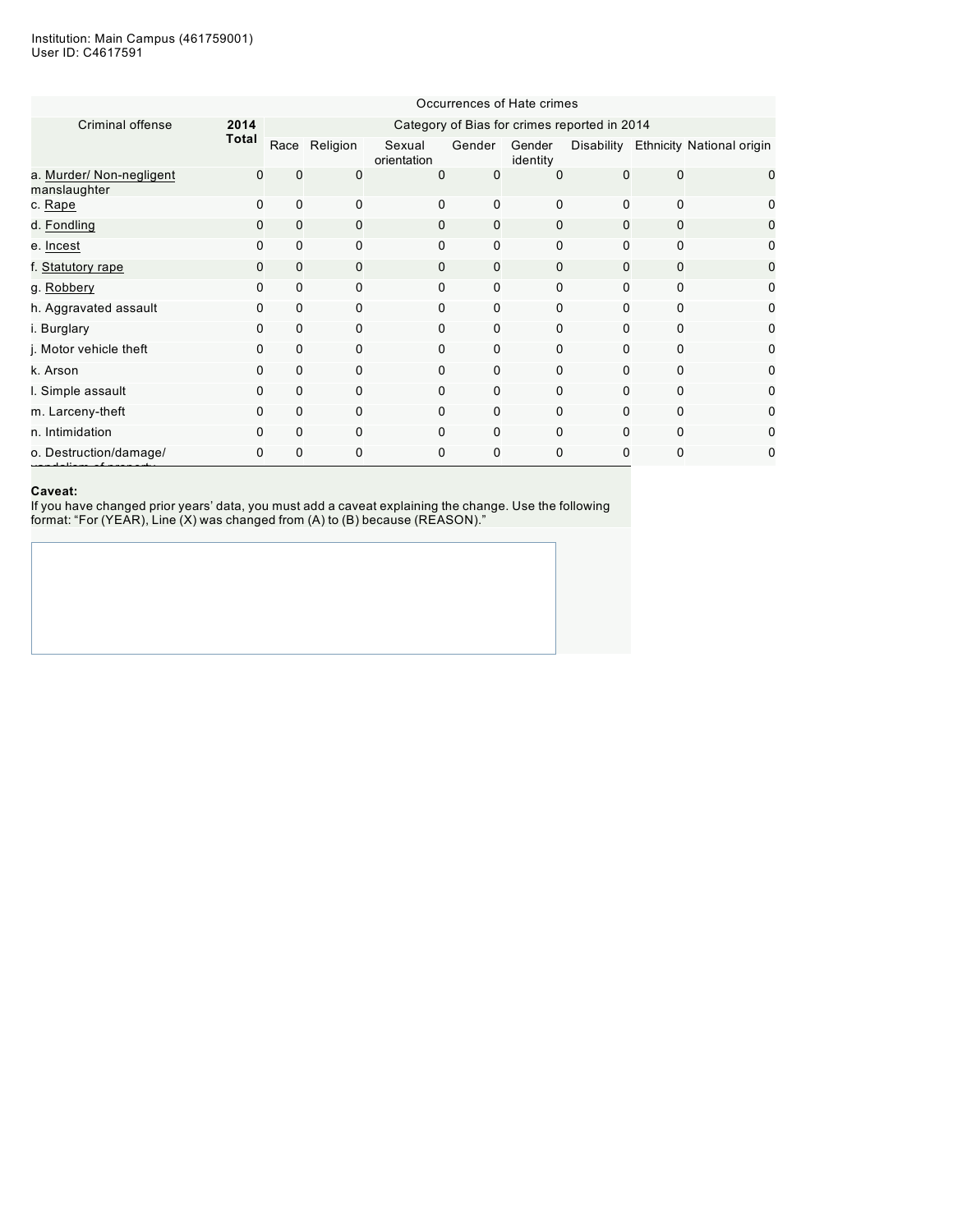Institution: Main Campus (461759001)
User ID: C4617591

| Criminal offense | 2014 Total | Occurrences of Hate crimes | | | | | | | |
|---|---|---|---|---|---|---|---|---|---|
| | | Category of Bias for crimes reported in 2014 | | | | | | | |
| | | Race | Religion | Sexual orientation | Gender | Gender identity | Disability | Ethnicity | National origin |
| a. Murder/ Non-negligent manslaughter | 0 | 0 | 0 | 0 | 0 | 0 | 0 | 0 | 0 |
| c. Rape | 0 | 0 | 0 | 0 | 0 | 0 | 0 | 0 | 0 |
| d. Fondling | 0 | 0 | 0 | 0 | 0 | 0 | 0 | 0 | 0 |
| e. Incest | 0 | 0 | 0 | 0 | 0 | 0 | 0 | 0 | 0 |
| f. Statutory rape | 0 | 0 | 0 | 0 | 0 | 0 | 0 | 0 | 0 |
| g. Robbery | 0 | 0 | 0 | 0 | 0 | 0 | 0 | 0 | 0 |
| h. Aggravated assault | 0 | 0 | 0 | 0 | 0 | 0 | 0 | 0 | 0 |
| i. Burglary | 0 | 0 | 0 | 0 | 0 | 0 | 0 | 0 | 0 |
| j. Motor vehicle theft | 0 | 0 | 0 | 0 | 0 | 0 | 0 | 0 | 0 |
| k. Arson | 0 | 0 | 0 | 0 | 0 | 0 | 0 | 0 | 0 |
| l. Simple assault | 0 | 0 | 0 | 0 | 0 | 0 | 0 | 0 | 0 |
| m. Larceny-theft | 0 | 0 | 0 | 0 | 0 | 0 | 0 | 0 | 0 |
| n. Intimidation | 0 | 0 | 0 | 0 | 0 | 0 | 0 | 0 | 0 |
| o. Destruction/damage/ vandalism of property | 0 | 0 | 0 | 0 | 0 | 0 | 0 | 0 | 0 |

**Caveat:**
If you have changed prior years' data, you must add a caveat explaining the change. Use the following format: "For (YEAR), Line (X) was changed from (A) to (B) because (REASON)."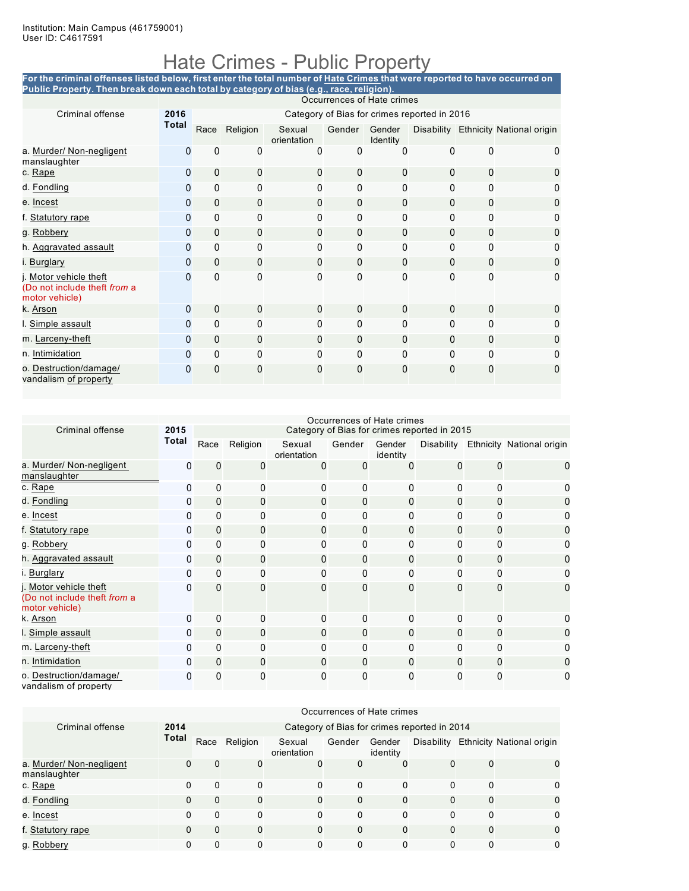Institution: Main Campus (461759001)
User ID: C4617591

# Hate Crimes - Public Property

**For the criminal offenses listed below, first enter the total number of Hate Crimes that were reported to have occurred on Public Property. Then break down each total by category of bias (e.g., race, religion).**

| Criminal offense | 2016 Total | Race | Religion | Sexual orientation | Gender | Gender Identity | Disability | Ethnicity | National origin |
|---|---|---|---|---|---|---|---|---|---|
| | | Occurrences of Hate crimes — Category of Bias for crimes reported in 2016 | | | | | | | |
| a. Murder/ Non-negligent manslaughter | 0 | 0 | 0 | 0 | 0 | 0 | 0 | 0 | 0 |
| c. Rape | 0 | 0 | 0 | 0 | 0 | 0 | 0 | 0 | 0 |
| d. Fondling | 0 | 0 | 0 | 0 | 0 | 0 | 0 | 0 | 0 |
| e. Incest | 0 | 0 | 0 | 0 | 0 | 0 | 0 | 0 | 0 |
| f. Statutory rape | 0 | 0 | 0 | 0 | 0 | 0 | 0 | 0 | 0 |
| g. Robbery | 0 | 0 | 0 | 0 | 0 | 0 | 0 | 0 | 0 |
| h. Aggravated assault | 0 | 0 | 0 | 0 | 0 | 0 | 0 | 0 | 0 |
| i. Burglary | 0 | 0 | 0 | 0 | 0 | 0 | 0 | 0 | 0 |
| j. Motor vehicle theft (Do not include theft *from* a motor vehicle) | 0 | 0 | 0 | 0 | 0 | 0 | 0 | 0 | 0 |
| k. Arson | 0 | 0 | 0 | 0 | 0 | 0 | 0 | 0 | 0 |
| l. Simple assault | 0 | 0 | 0 | 0 | 0 | 0 | 0 | 0 | 0 |
| m. Larceny-theft | 0 | 0 | 0 | 0 | 0 | 0 | 0 | 0 | 0 |
| n. Intimidation | 0 | 0 | 0 | 0 | 0 | 0 | 0 | 0 | 0 |
| o. Destruction/damage/ vandalism of property | 0 | 0 | 0 | 0 | 0 | 0 | 0 | 0 | 0 |

| Criminal offense | 2015 Total | Race | Religion | Sexual orientation | Gender | Gender identity | Disability | Ethnicity | National origin |
|---|---|---|---|---|---|---|---|---|---|
| | | Occurrences of Hate crimes — Category of Bias for crimes reported in 2015 | | | | | | | |
| a. Murder/ Non-negligent manslaughter | 0 | 0 | 0 | 0 | 0 | 0 | 0 | 0 | 0 |
| c. Rape | 0 | 0 | 0 | 0 | 0 | 0 | 0 | 0 | 0 |
| d. Fondling | 0 | 0 | 0 | 0 | 0 | 0 | 0 | 0 | 0 |
| e. Incest | 0 | 0 | 0 | 0 | 0 | 0 | 0 | 0 | 0 |
| f. Statutory rape | 0 | 0 | 0 | 0 | 0 | 0 | 0 | 0 | 0 |
| g. Robbery | 0 | 0 | 0 | 0 | 0 | 0 | 0 | 0 | 0 |
| h. Aggravated assault | 0 | 0 | 0 | 0 | 0 | 0 | 0 | 0 | 0 |
| i. Burglary | 0 | 0 | 0 | 0 | 0 | 0 | 0 | 0 | 0 |
| j. Motor vehicle theft (Do not include theft *from* a motor vehicle) | 0 | 0 | 0 | 0 | 0 | 0 | 0 | 0 | 0 |
| k. Arson | 0 | 0 | 0 | 0 | 0 | 0 | 0 | 0 | 0 |
| l. Simple assault | 0 | 0 | 0 | 0 | 0 | 0 | 0 | 0 | 0 |
| m. Larceny-theft | 0 | 0 | 0 | 0 | 0 | 0 | 0 | 0 | 0 |
| n. Intimidation | 0 | 0 | 0 | 0 | 0 | 0 | 0 | 0 | 0 |
| o. Destruction/damage/ vandalism of property | 0 | 0 | 0 | 0 | 0 | 0 | 0 | 0 | 0 |

| Criminal offense | 2014 Total | Race | Religion | Sexual orientation | Gender | Gender identity | Disability | Ethnicity | National origin |
|---|---|---|---|---|---|---|---|---|---|
| | | Occurrences of Hate crimes — Category of Bias for crimes reported in 2014 | | | | | | | |
| a. Murder/ Non-negligent manslaughter | 0 | 0 | 0 | 0 | 0 | 0 | 0 | 0 | 0 |
| c. Rape | 0 | 0 | 0 | 0 | 0 | 0 | 0 | 0 | 0 |
| d. Fondling | 0 | 0 | 0 | 0 | 0 | 0 | 0 | 0 | 0 |
| e. Incest | 0 | 0 | 0 | 0 | 0 | 0 | 0 | 0 | 0 |
| f. Statutory rape | 0 | 0 | 0 | 0 | 0 | 0 | 0 | 0 | 0 |
| g. Robbery | 0 | 0 | 0 | 0 | 0 | 0 | 0 | 0 | 0 |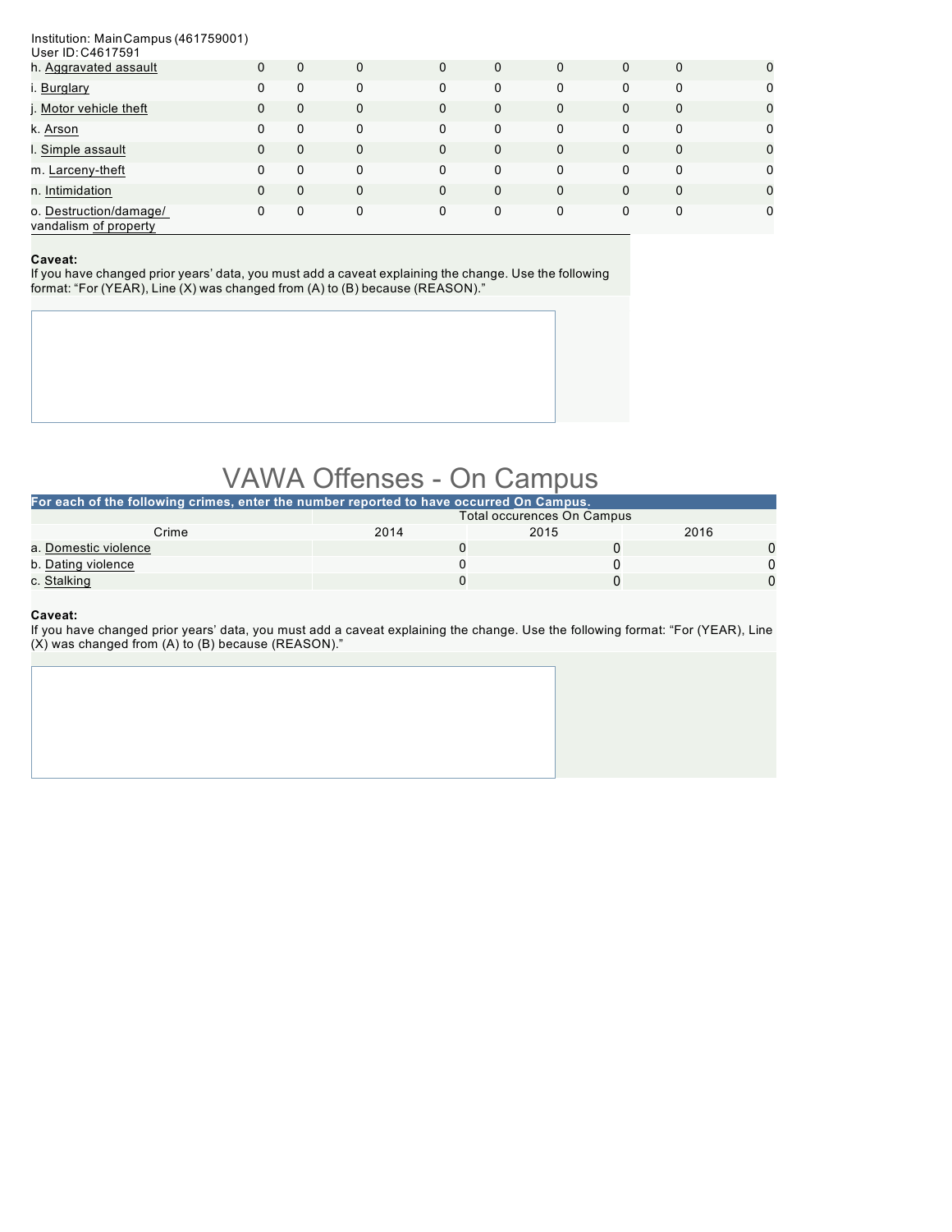Institution: Main Campus (461759001)
User ID: C4617591

| | | | | | | | | | |
|---|---|---|---|---|---|---|---|---|---|
| h. Aggravated assault | 0 | 0 | 0 | 0 | 0 | 0 | 0 | 0 | 0 |
| i. Burglary | 0 | 0 | 0 | 0 | 0 | 0 | 0 | 0 | 0 |
| j. Motor vehicle theft | 0 | 0 | 0 | 0 | 0 | 0 | 0 | 0 | 0 |
| k. Arson | 0 | 0 | 0 | 0 | 0 | 0 | 0 | 0 | 0 |
| l. Simple assault | 0 | 0 | 0 | 0 | 0 | 0 | 0 | 0 | 0 |
| m. Larceny-theft | 0 | 0 | 0 | 0 | 0 | 0 | 0 | 0 | 0 |
| n. Intimidation | 0 | 0 | 0 | 0 | 0 | 0 | 0 | 0 | 0 |
| o. Destruction/damage/ vandalism of property | 0 | 0 | 0 | 0 | 0 | 0 | 0 | 0 | 0 |

**Caveat:**
If you have changed prior years' data, you must add a caveat explaining the change. Use the following format: "For (YEAR), Line (X) was changed from (A) to (B) because (REASON)."

# VAWA Offenses - On Campus

**For each of the following crimes, enter the number reported to have occurred On Campus.**

| Crime | Total occurences On Campus 2014 | 2015 | 2016 |
|---|---|---|---|
| a. Domestic violence | 0 | 0 | 0 |
| b. Dating violence | 0 | 0 | 0 |
| c. Stalking | 0 | 0 | 0 |

**Caveat:**
If you have changed prior years' data, you must add a caveat explaining the change. Use the following format: "For (YEAR), Line (X) was changed from (A) to (B) because (REASON)."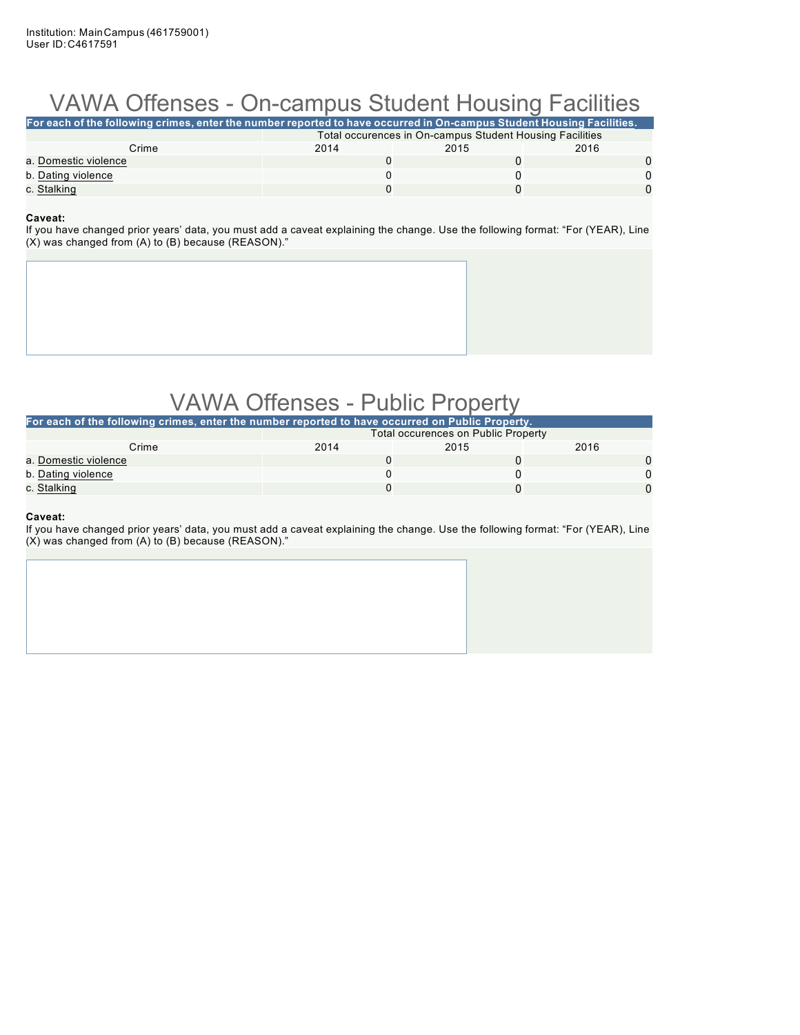# VAWA Offenses - On-campus Student Housing Facilities

**For each of the following crimes, enter the number reported to have occurred in On-campus Student Housing Facilities.**

| Crime | Total occurences in On-campus Student Housing Facilities | | |
|---|---|---|---|
| | 2014 | 2015 | 2016 |
| a. Domestic violence | 0 | 0 | 0 |
| b. Dating violence | 0 | 0 | 0 |
| c. Stalking | 0 | 0 | 0 |

**Caveat:**
If you have changed prior years' data, you must add a caveat explaining the change. Use the following format: "For (YEAR), Line (X) was changed from (A) to (B) because (REASON)."

# VAWA Offenses - Public Property

**For each of the following crimes, enter the number reported to have occurred on Public Property.**

| Crime | Total occurences on Public Property | | |
|---|---|---|---|
| | 2014 | 2015 | 2016 |
| a. Domestic violence | 0 | 0 | 0 |
| b. Dating violence | 0 | 0 | 0 |
| c. Stalking | 0 | 0 | 0 |

**Caveat:**
If you have changed prior years' data, you must add a caveat explaining the change. Use the following format: "For (YEAR), Line (X) was changed from (A) to (B) because (REASON)."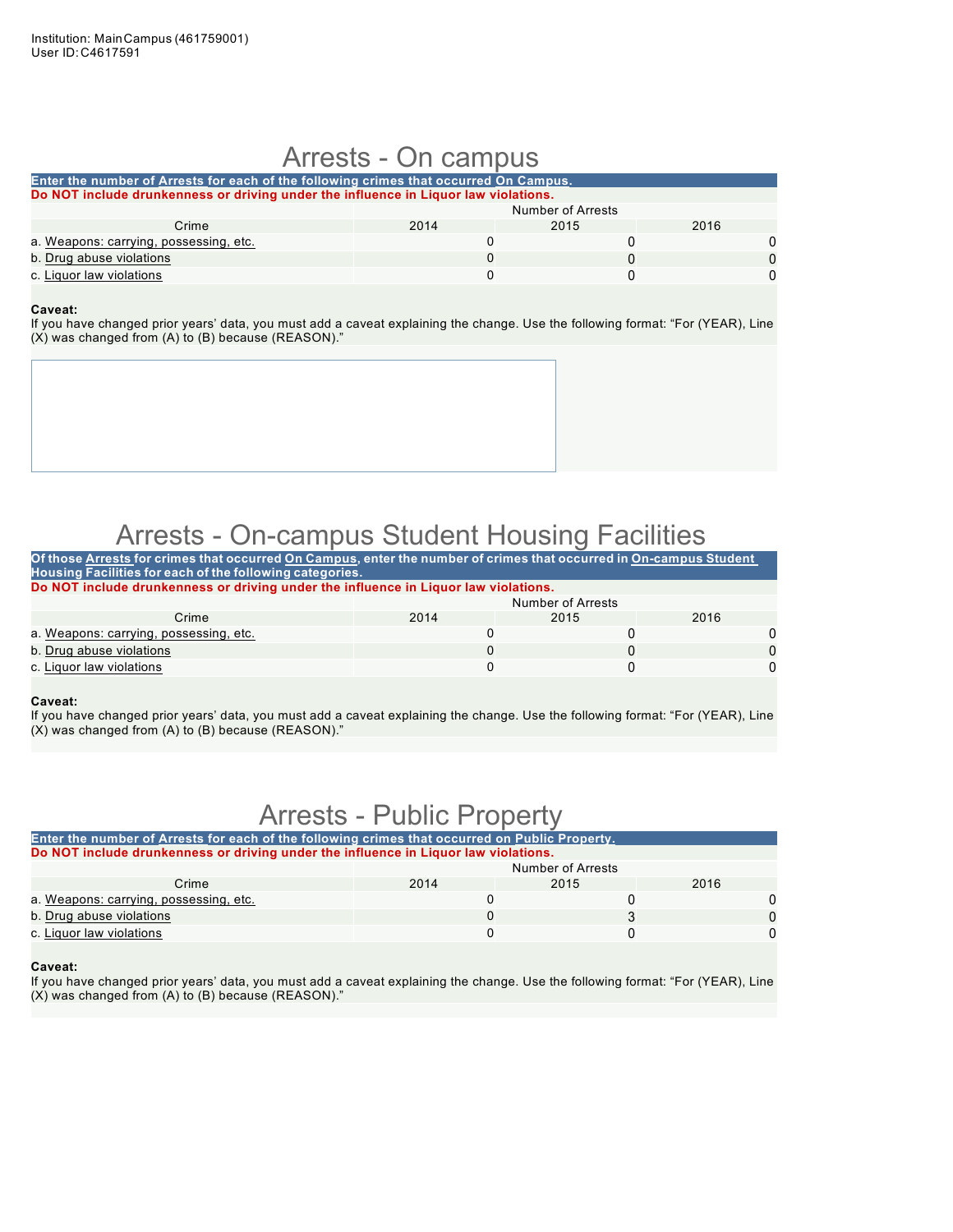Institution: Main Campus (461759001)
User ID: C4617591

# Arrests - On campus

**Enter the number of Arrests for each of the following crimes that occurred On Campus.**

**Do NOT include drunkenness or driving under the influence in Liquor law violations.**

| Crime | Number of Arrests 2014 | 2015 | 2016 |
|---|---|---|---|
| a. Weapons: carrying, possessing, etc. | 0 | 0 | 0 |
| b. Drug abuse violations | 0 | 0 | 0 |
| c. Liquor law violations | 0 | 0 | 0 |

**Caveat:**
If you have changed prior years' data, you must add a caveat explaining the change. Use the following format: "For (YEAR), Line (X) was changed from (A) to (B) because (REASON)."

# Arrests - On-campus Student Housing Facilities

**Of those Arrests for crimes that occurred On Campus, enter the number of crimes that occurred in On-campus Student Housing Facilities for each of the following categories.**

**Do NOT include drunkenness or driving under the influence in Liquor law violations.**

| Crime | Number of Arrests 2014 | 2015 | 2016 |
|---|---|---|---|
| a. Weapons: carrying, possessing, etc. | 0 | 0 | 0 |
| b. Drug abuse violations | 0 | 0 | 0 |
| c. Liquor law violations | 0 | 0 | 0 |

**Caveat:**
If you have changed prior years' data, you must add a caveat explaining the change. Use the following format: "For (YEAR), Line (X) was changed from (A) to (B) because (REASON)."

# Arrests - Public Property

**Enter the number of Arrests for each of the following crimes that occurred on Public Property.**

**Do NOT include drunkenness or driving under the influence in Liquor law violations.**

| Crime | Number of Arrests 2014 | 2015 | 2016 |
|---|---|---|---|
| a. Weapons: carrying, possessing, etc. | 0 | 0 | 0 |
| b. Drug abuse violations | 0 | 3 | 0 |
| c. Liquor law violations | 0 | 0 | 0 |

**Caveat:**
If you have changed prior years' data, you must add a caveat explaining the change. Use the following format: "For (YEAR), Line (X) was changed from (A) to (B) because (REASON)."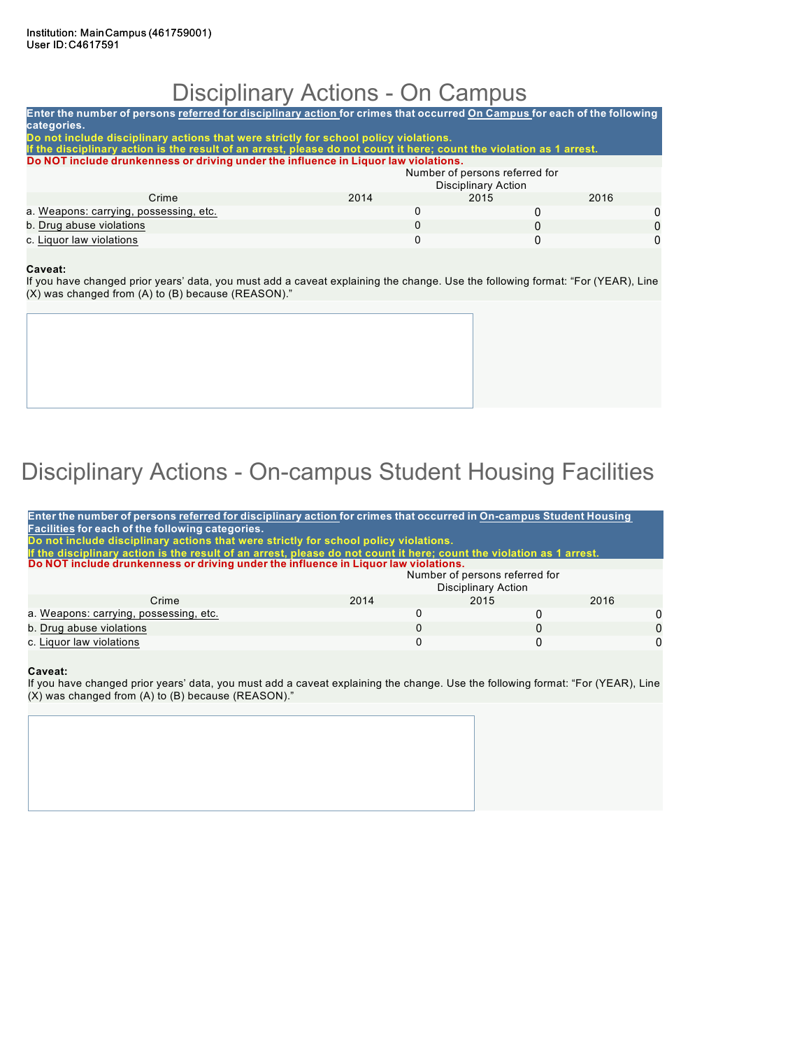Institution: Main Campus (461759001)
User ID: C4617591

# Disciplinary Actions - On Campus

**Enter the number of persons referred for disciplinary action for crimes that occurred On Campus for each of the following categories.**
**Do not include disciplinary actions that were strictly for school policy violations.**
**If the disciplinary action is the result of an arrest, please do not count it here; count the violation as 1 arrest.**
**Do NOT include drunkenness or driving under the influence in Liquor law violations.**

| Crime | Number of persons referred for Disciplinary Action | | |
|---|---|---|---|
| | 2014 | 2015 | 2016 |
| a. Weapons: carrying, possessing, etc. | 0 | 0 | 0 |
| b. Drug abuse violations | 0 | 0 | 0 |
| c. Liquor law violations | 0 | 0 | 0 |

**Caveat:**
If you have changed prior years' data, you must add a caveat explaining the change. Use the following format: "For (YEAR), Line (X) was changed from (A) to (B) because (REASON)."

# Disciplinary Actions - On-campus Student Housing Facilities

**Enter the number of persons referred for disciplinary action for crimes that occurred in On-campus Student Housing Facilities for each of the following categories.**
**Do not include disciplinary actions that were strictly for school policy violations.**
**If the disciplinary action is the result of an arrest, please do not count it here; count the violation as 1 arrest.**
**Do NOT include drunkenness or driving under the influence in Liquor law violations.**

| Crime | Number of persons referred for Disciplinary Action | | |
|---|---|---|---|
| | 2014 | 2015 | 2016 |
| a. Weapons: carrying, possessing, etc. | 0 | 0 | 0 |
| b. Drug abuse violations | 0 | 0 | 0 |
| c. Liquor law violations | 0 | 0 | 0 |

**Caveat:**
If you have changed prior years' data, you must add a caveat explaining the change. Use the following format: "For (YEAR), Line (X) was changed from (A) to (B) because (REASON)."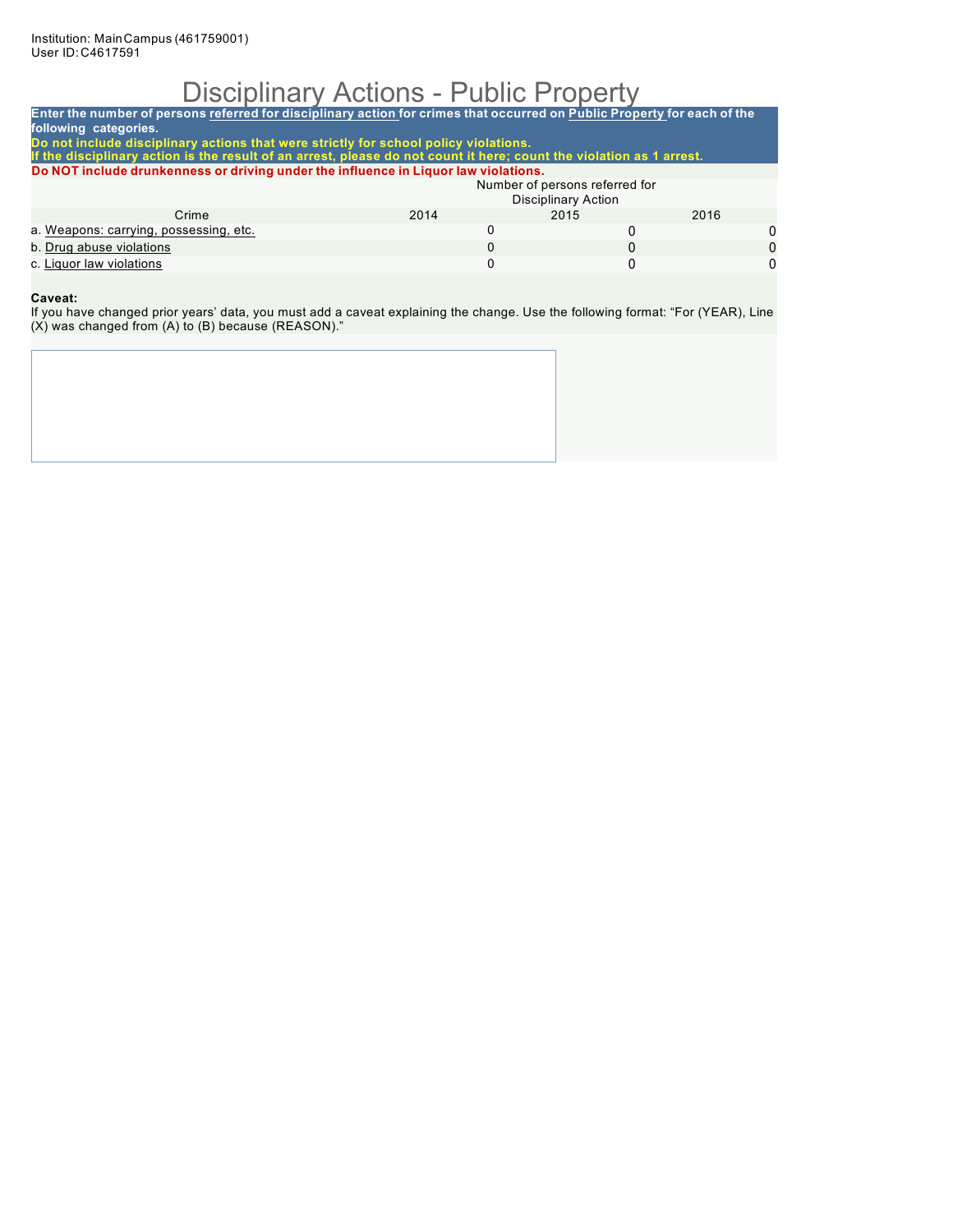Institution: Main Campus (461759001)
User ID: C4617591

# Disciplinary Actions - Public Property

**Enter the number of persons referred for disciplinary action for crimes that occurred on Public Property for each of the following categories.**
**Do not include disciplinary actions that were strictly for school policy violations.**
**If the disciplinary action is the result of an arrest, please do not count it here; count the violation as 1 arrest.**
**Do NOT include drunkenness or driving under the influence in Liquor law violations.**

| Crime | Number of persons referred for Disciplinary Action | | |
|---|---|---|---|
| | 2014 | 2015 | 2016 |
| a. Weapons: carrying, possessing, etc. | 0 | 0 | 0 |
| b. Drug abuse violations | 0 | 0 | 0 |
| c. Liquor law violations | 0 | 0 | 0 |

**Caveat:**
If you have changed prior years' data, you must add a caveat explaining the change. Use the following format: "For (YEAR), Line (X) was changed from (A) to (B) because (REASON)."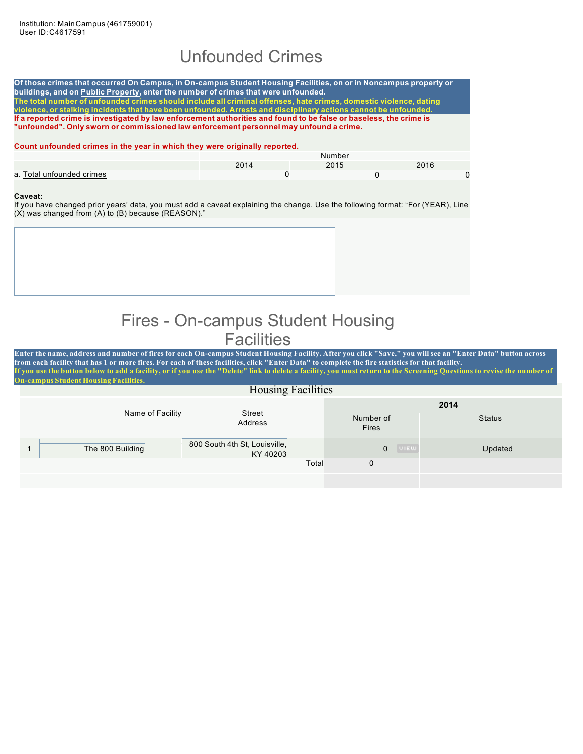Institution: Main Campus (461759001)
User ID: C4617591

# Unfounded Crimes

**Of those crimes that occurred On Campus, in On-campus Student Housing Facilities, on or in Noncampus property or buildings, and on Public Property, enter the number of crimes that were unfounded.**
**The total number of unfounded crimes should include all criminal offenses, hate crimes, domestic violence, dating violence, or stalking incidents that have been unfounded. Arrests and disciplinary actions cannot be unfounded.**
**If a reported crime is investigated by law enforcement authorities and found to be false or baseless, the crime is "unfounded". Only sworn or commissioned law enforcement personnel may unfound a crime.**

**Count unfounded crimes in the year in which they were originally reported.**

| | Number | | |
|---|---|---|---|
| | 2014 | 2015 | 2016 |
| a. Total unfounded crimes | 0 | 0 | 0 |

**Caveat:**
If you have changed prior years' data, you must add a caveat explaining the change. Use the following format: "For (YEAR), Line (X) was changed from (A) to (B) because (REASON)."

# Fires - On-campus Student Housing Facilities

**Enter the name, address and number of fires for each On-campus Student Housing Facility. After you click "Save," you will see an "Enter Data" button across from each facility that has 1 or more fires. For each of these facilities, click "Enter Data" to complete the fire statistics for that facility.**
**If you use the button below to add a facility, or if you use the "Delete" link to delete a facility, you must return to the Screening Questions to revise the number of On-campus Student Housing Facilities.**

Housing Facilities

| | Name of Facility | Street Address | 2014 | |
|---|---|---|---|---|
| | | | Number of Fires | Status |
| 1 | The 800 Building | 800 South 4th St, Louisville, KY 40203 | 0 VIEW | Updated |
| | | Total | 0 | |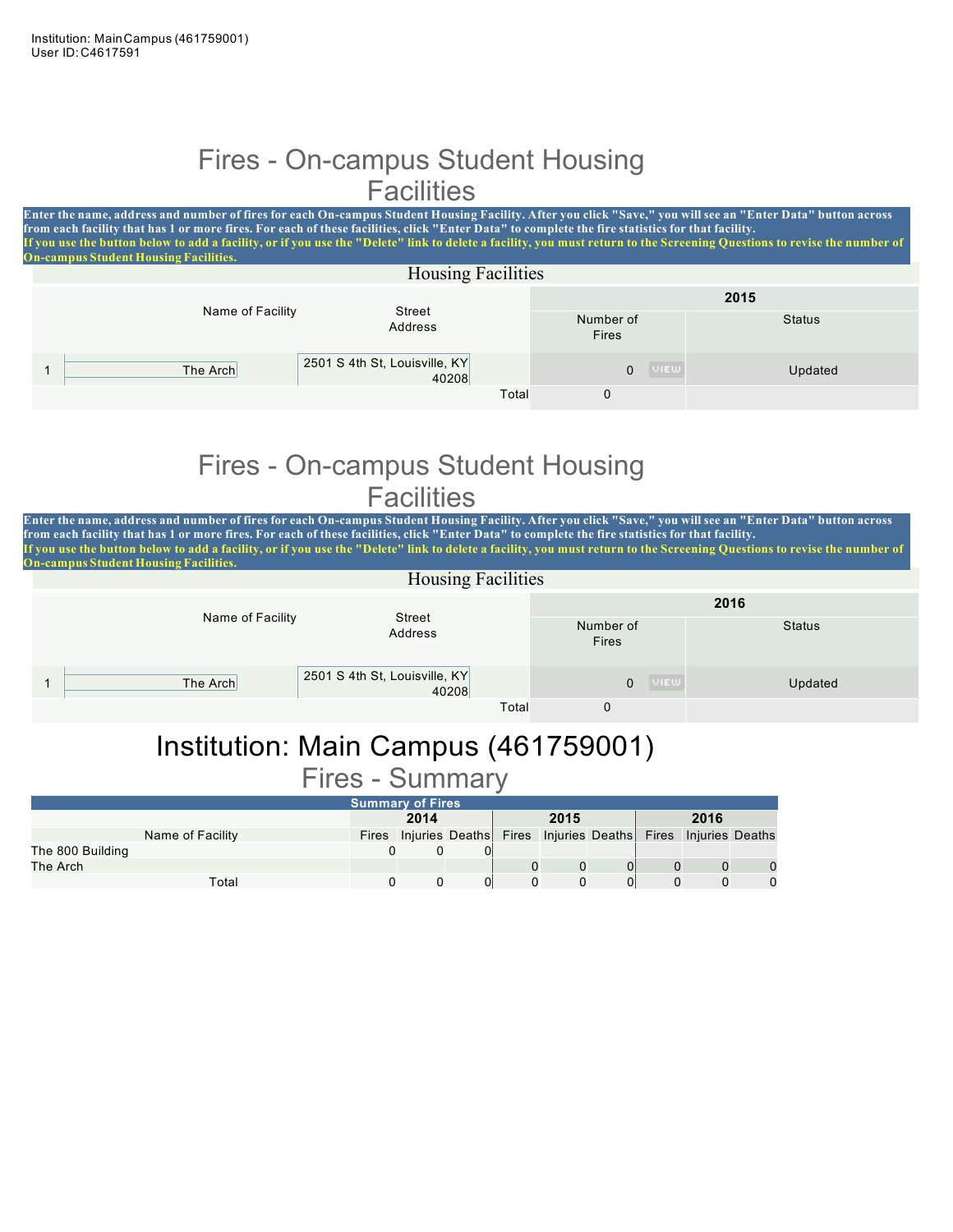Institution: Main Campus (461759001)
User ID: C4617591

# Fires - On-campus Student Housing Facilities

**Enter the name, address and number of fires for each On-campus Student Housing Facility. After you click "Save," you will see an "Enter Data" button across from each facility that has 1 or more fires. For each of these facilities, click "Enter Data" to complete the fire statistics for that facility.**
**If you use the button below to add a facility, or if you use the "Delete" link to delete a facility, you must return to the Screening Questions to revise the number of On-campus Student Housing Facilities.**

Housing Facilities

| | Name of Facility | Street Address | 2015 | |
|---|---|---|---|---|
| | | | Number of Fires | Status |
| 1 | The Arch | 2501 S 4th St, Louisville, KY 40208 | 0 VIEW | Updated |
| | | Total | 0 | |

# Fires - On-campus Student Housing Facilities

**Enter the name, address and number of fires for each On-campus Student Housing Facility. After you click "Save," you will see an "Enter Data" button across from each facility that has 1 or more fires. For each of these facilities, click "Enter Data" to complete the fire statistics for that facility.**
**If you use the button below to add a facility, or if you use the "Delete" link to delete a facility, you must return to the Screening Questions to revise the number of On-campus Student Housing Facilities.**

Housing Facilities

| | Name of Facility | Street Address | 2016 | |
|---|---|---|---|---|
| | | | Number of Fires | Status |
| 1 | The Arch | 2501 S 4th St, Louisville, KY 40208 | 0 VIEW | Updated |
| | | Total | 0 | |

# Institution: Main Campus (461759001)

## Fires - Summary

Summary of Fires

| Name of Facility | 2014 | | | 2015 | | | 2016 | | |
|---|---|---|---|---|---|---|---|---|---|
| | Fires | Injuries | Deaths | Fires | Injuries | Deaths | Fires | Injuries | Deaths |
| The 800 Building | 0 | 0 | 0 | | | | | | |
| The Arch | | | | 0 | 0 | 0 | 0 | 0 | 0 |
| Total | 0 | 0 | 0 | 0 | 0 | 0 | 0 | 0 | 0 |